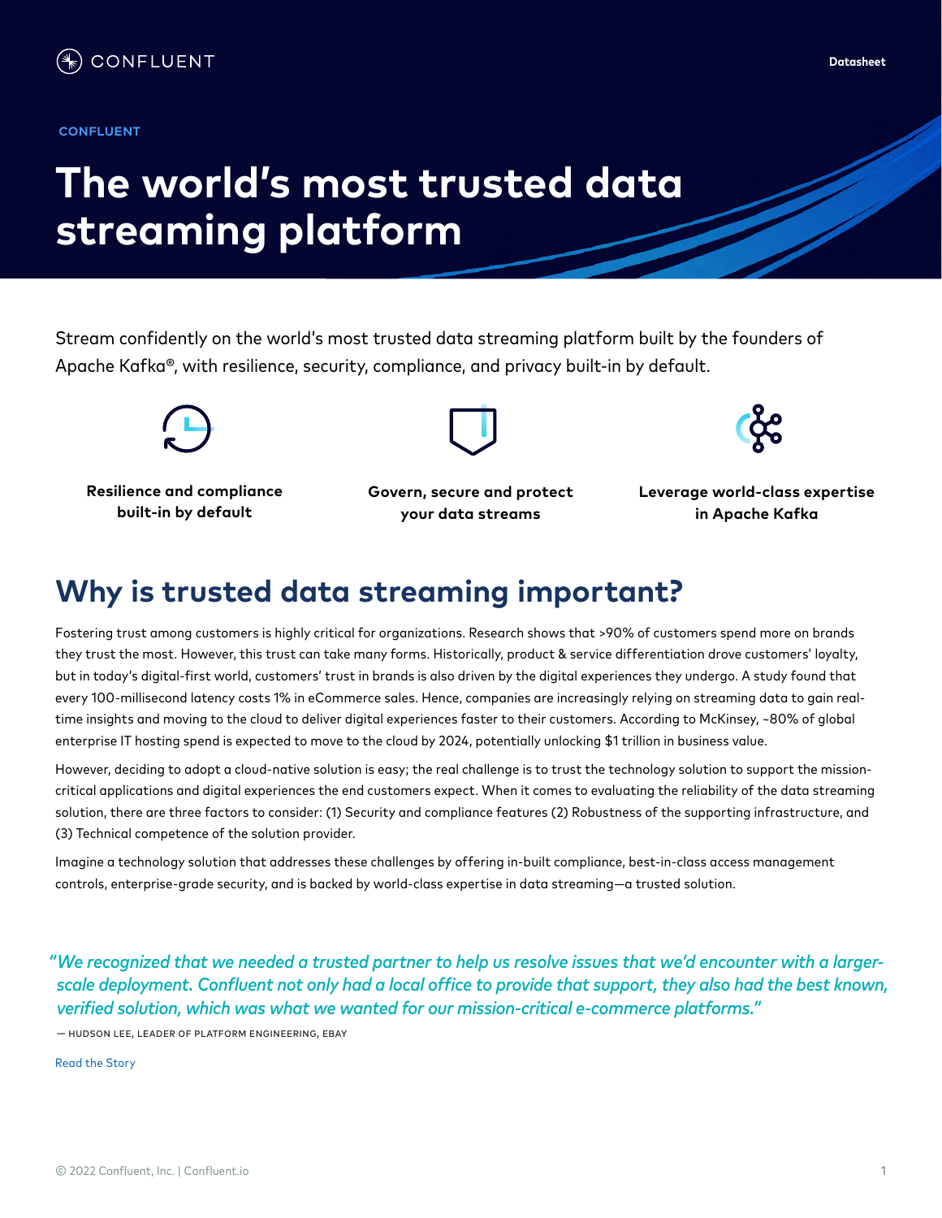CONFLUENT

Datasheet

CONFLUENT

# The world's most trusted data streaming platform

Stream confidently on the world's most trusted data streaming platform built by the founders of Apache Kafka®, with resilience, security, compliance, and privacy built-in by default.

**Resilience and compliance built-in by default**

**Govern, secure and protect your data streams**

**Leverage world-class expertise in Apache Kafka**

## Why is trusted data streaming important?

Fostering trust among customers is highly critical for organizations. Research shows that >90% of customers spend more on brands they trust the most. However, this trust can take many forms. Historically, product & service differentiation drove customers' loyalty, but in today's digital-first world, customers' trust in brands is also driven by the digital experiences they undergo. A study found that every 100-millisecond latency costs 1% in eCommerce sales. Hence, companies are increasingly relying on streaming data to gain real-time insights and moving to the cloud to deliver digital experiences faster to their customers. According to McKinsey, ~80% of global enterprise IT hosting spend is expected to move to the cloud by 2024, potentially unlocking $1 trillion in business value.

However, deciding to adopt a cloud-native solution is easy; the real challenge is to trust the technology solution to support the mission-critical applications and digital experiences the end customers expect. When it comes to evaluating the reliability of the data streaming solution, there are three factors to consider: (1) Security and compliance features (2) Robustness of the supporting infrastructure, and (3) Technical competence of the solution provider.

Imagine a technology solution that addresses these challenges by offering in-built compliance, best-in-class access management controls, enterprise-grade security, and is backed by world-class expertise in data streaming—a trusted solution.

*"We recognized that we needed a trusted partner to help us resolve issues that we'd encounter with a larger-scale deployment. Confluent not only had a local office to provide that support, they also had the best known, verified solution, which was what we wanted for our mission-critical e-commerce platforms."*

— HUDSON LEE, LEADER OF PLATFORM ENGINEERING, EBAY

Read the Story

© 2022 Confluent, Inc. | Confluent.io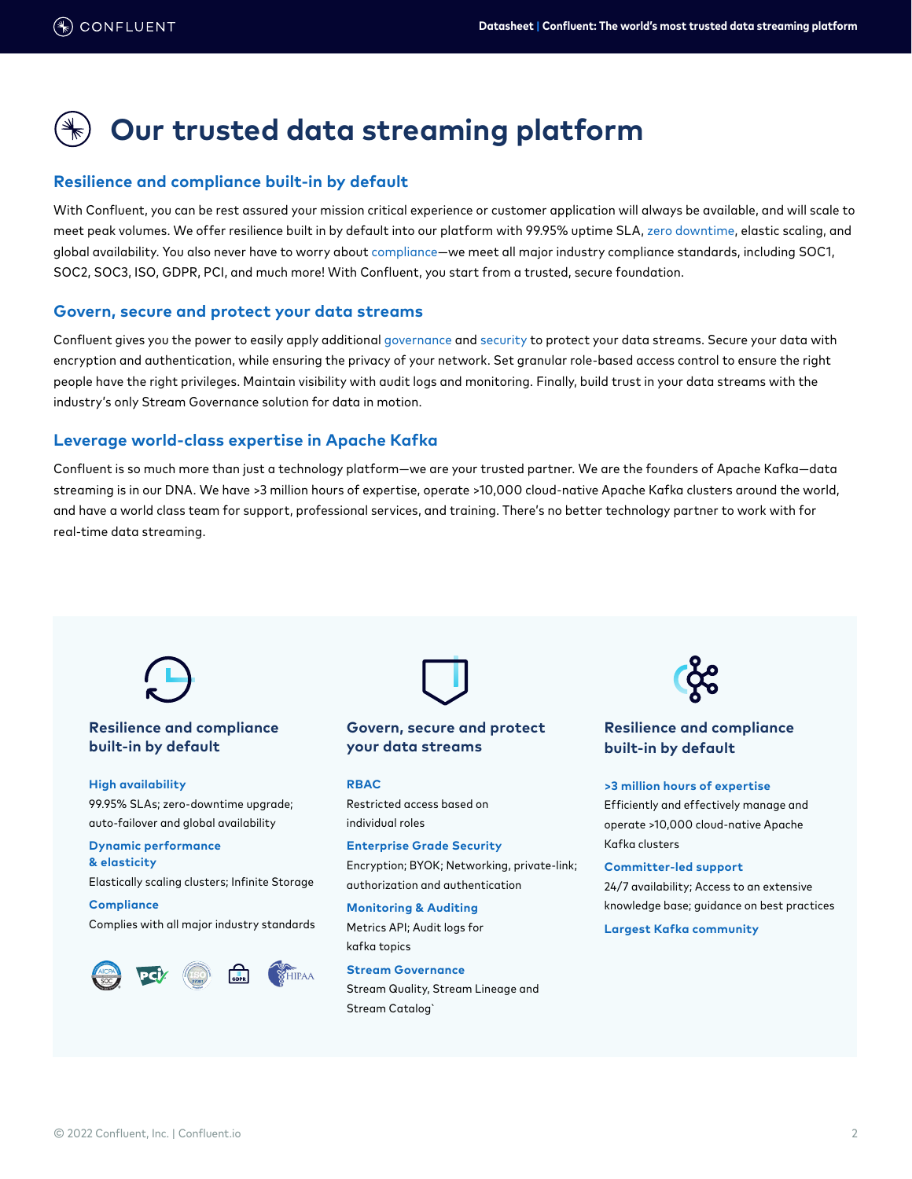# Our trusted data streaming platform

## Resilience and compliance built-in by default

With Confluent, you can be rest assured your mission critical experience or customer application will always be available, and will scale to meet peak volumes. We offer resilience built in by default into our platform with 99.95% uptime SLA, zero downtime, elastic scaling, and global availability. You also never have to worry about compliance—we meet all major industry compliance standards, including SOC1, SOC2, SOC3, ISO, GDPR, PCI, and much more! With Confluent, you start from a trusted, secure foundation.

## Govern, secure and protect your data streams

Confluent gives you the power to easily apply additional governance and security to protect your data streams. Secure your data with encryption and authentication, while ensuring the privacy of your network. Set granular role-based access control to ensure the right people have the right privileges. Maintain visibility with audit logs and monitoring. Finally, build trust in your data streams with the industry's only Stream Governance solution for data in motion.

## Leverage world-class expertise in Apache Kafka

Confluent is so much more than just a technology platform—we are your trusted partner. We are the founders of Apache Kafka—data streaming is in our DNA. We have >3 million hours of expertise, operate >10,000 cloud-native Apache Kafka clusters around the world, and have a world class team for support, professional services, and training. There's no better technology partner to work with for real-time data streaming.

### Resilience and compliance built-in by default

**High availability**
99.95% SLAs; zero-downtime upgrade; auto-failover and global availability

**Dynamic performance & elasticity**
Elastically scaling clusters; Infinite Storage

**Compliance**
Complies with all major industry standards

AICPA SOC | PCI | ISO 27001 | GDPR | HIPAA

### Govern, secure and protect your data streams

**RBAC**
Restricted access based on individual roles

**Enterprise Grade Security**
Encryption; BYOK; Networking, private-link; authorization and authentication

**Monitoring & Auditing**
Metrics API; Audit logs for kafka topics

**Stream Governance**
Stream Quality, Stream Lineage and Stream Catalog`

### Resilience and compliance built-in by default

**>3 million hours of expertise**
Efficiently and effectively manage and operate >10,000 cloud-native Apache Kafka clusters

**Committer-led support**
24/7 availability; Access to an extensive knowledge base; guidance on best practices

**Largest Kafka community**

© 2022 Confluent, Inc. | Confluent.io